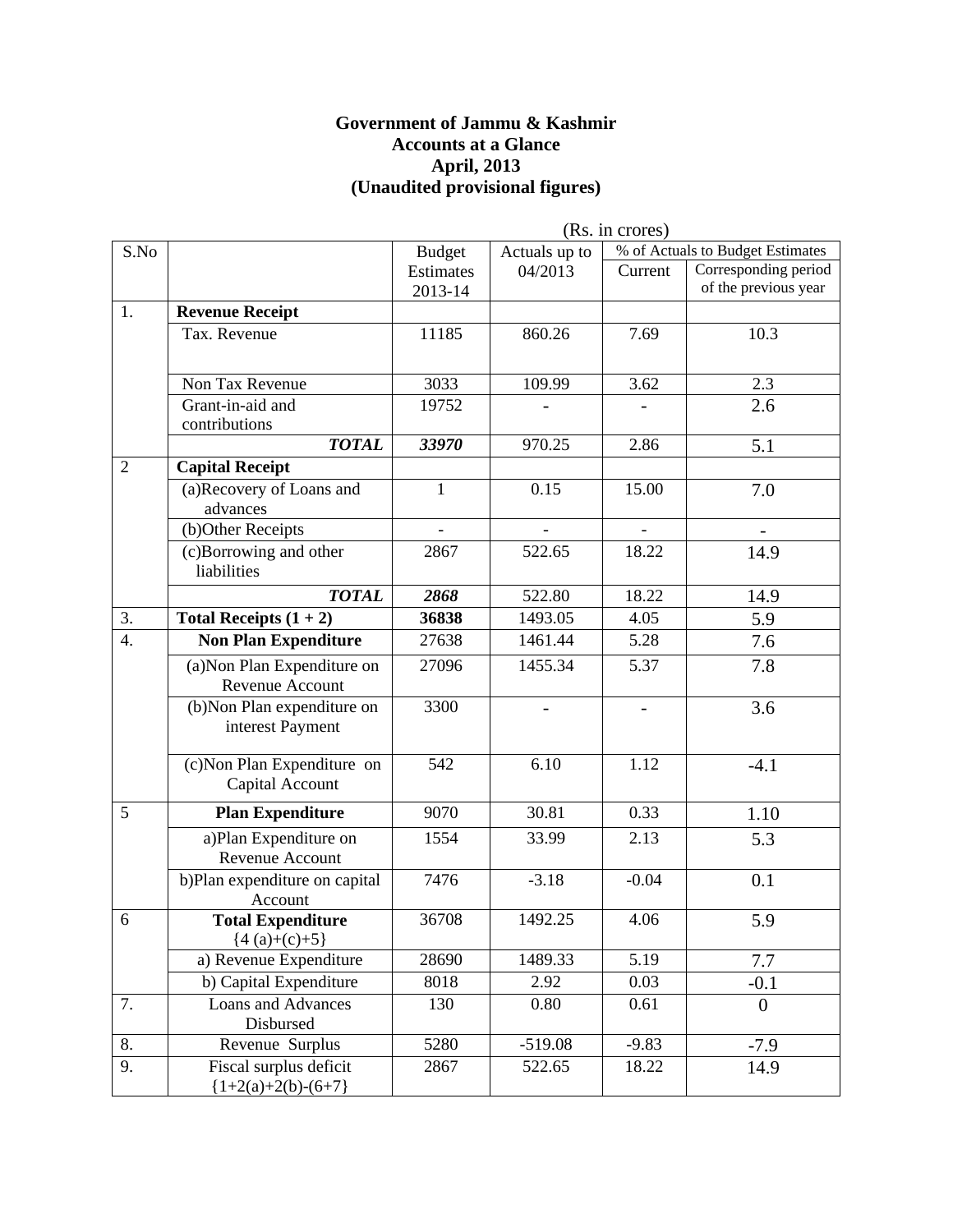# Government of Jammu & Kashmir
## Accounts at a Glance
## April, 2013
## (Unaudited provisional figures)

(Rs. in crores)

| S.No | | Budget Estimates 2013-14 | Actuals up to 04/2013 | % of Actuals to Budget Estimates | |
|---|---|---|---|---|---|
| | | | | Current | Corresponding period of the previous year |
| 1. | **Revenue Receipt** | | | | |
| | Tax. Revenue | 11185 | 860.26 | 7.69 | 10.3 |
| | Non Tax Revenue | 3033 | 109.99 | 3.62 | 2.3 |
| | Grant-in-aid and contributions | 19752 | - | - | 2.6 |
| | ***TOTAL*** | ***33970*** | 970.25 | 2.86 | 5.1 |
| 2 | **Capital Receipt** | | | | |
| | (a)Recovery of Loans and advances | 1 | 0.15 | 15.00 | 7.0 |
| | (b)Other Receipts | - | - | - | - |
| | (c)Borrowing and other liabilities | 2867 | 522.65 | 18.22 | 14.9 |
| | ***TOTAL*** | ***2868*** | 522.80 | 18.22 | 14.9 |
| 3. | **Total Receipts (1 + 2)** | **36838** | 1493.05 | 4.05 | 5.9 |
| 4. | **Non Plan Expenditure** | 27638 | 1461.44 | 5.28 | 7.6 |
| | (a)Non Plan Expenditure on Revenue Account | 27096 | 1455.34 | 5.37 | 7.8 |
| | (b)Non Plan expenditure on interest Payment | 3300 | - | - | 3.6 |
| | (c)Non Plan Expenditure on Capital Account | 542 | 6.10 | 1.12 | -4.1 |
| 5 | **Plan Expenditure** | 9070 | 30.81 | 0.33 | 1.10 |
| | a)Plan Expenditure on Revenue Account | 1554 | 33.99 | 2.13 | 5.3 |
| | b)Plan expenditure on capital Account | 7476 | -3.18 | -0.04 | 0.1 |
| 6 | **Total Expenditure** {4 (a)+(c)+5} | 36708 | 1492.25 | 4.06 | 5.9 |
| | a) Revenue Expenditure | 28690 | 1489.33 | 5.19 | 7.7 |
| | b) Capital Expenditure | 8018 | 2.92 | 0.03 | -0.1 |
| 7. | Loans and Advances Disbursed | 130 | 0.80 | 0.61 | 0 |
| 8. | Revenue Surplus | 5280 | -519.08 | -9.83 | -7.9 |
| 9. | Fiscal surplus deficit {1+2(a)+2(b)-(6+7} | 2867 | 522.65 | 18.22 | 14.9 |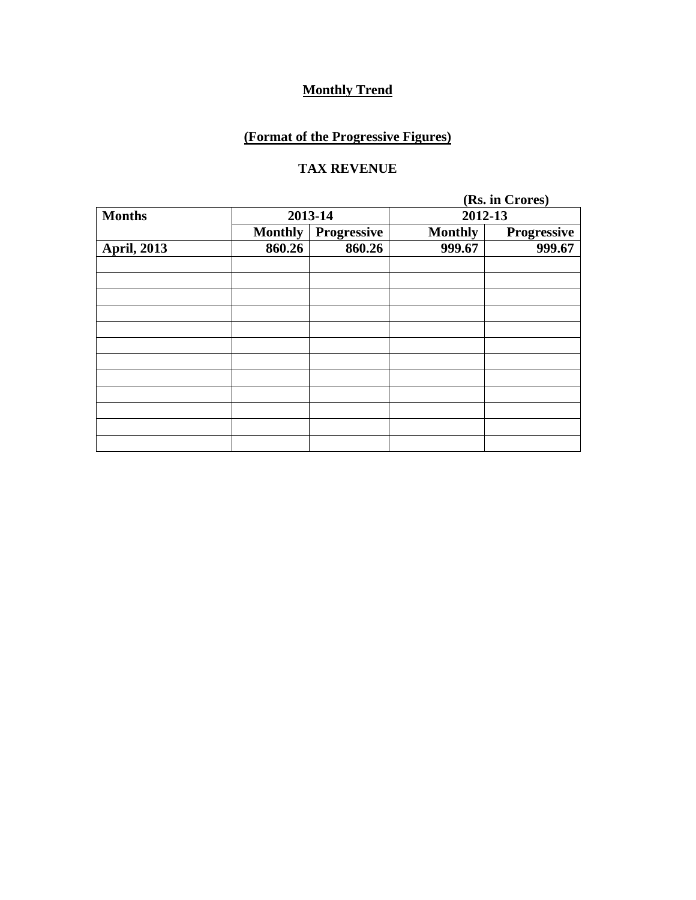**Monthly Trend**

**(Format of the Progressive Figures)**

**TAX REVENUE**

**(Rs. in Crores)**

| **Months** | **2013-14** | | **2012-13** | |
|---|---|---|---|---|
| | **Monthly** | **Progressive** | **Monthly** | **Progressive** |
| **April, 2013** | **860.26** | **860.26** | **999.67** | **999.67** |
| | | | | |
| | | | | |
| | | | | |
| | | | | |
| | | | | |
| | | | | |
| | | | | |
| | | | | |
| | | | | |
| | | | | |
| | | | | |
| | | | | |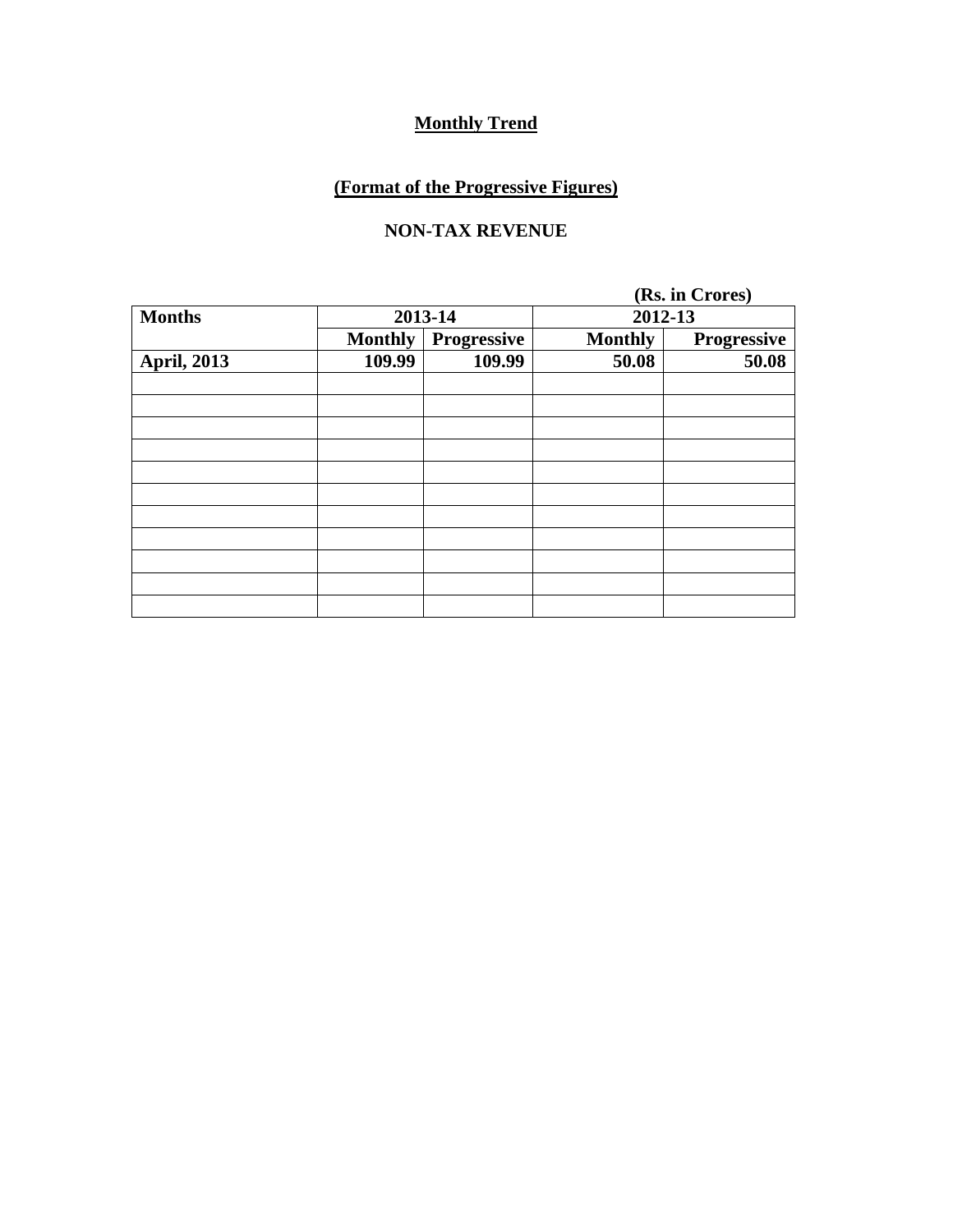**Monthly Trend**

**(Format of the Progressive Figures)**

**NON-TAX REVENUE**

**(Rs. in Crores)**

| Months | 2013-14 | | 2012-13 | |
|---|---|---|---|---|
| | Monthly | Progressive | Monthly | Progressive |
| April, 2013 | 109.99 | 109.99 | 50.08 | 50.08 |
| | | | | |
| | | | | |
| | | | | |
| | | | | |
| | | | | |
| | | | | |
| | | | | |
| | | | | |
| | | | | |
| | | | | |
| | | | | |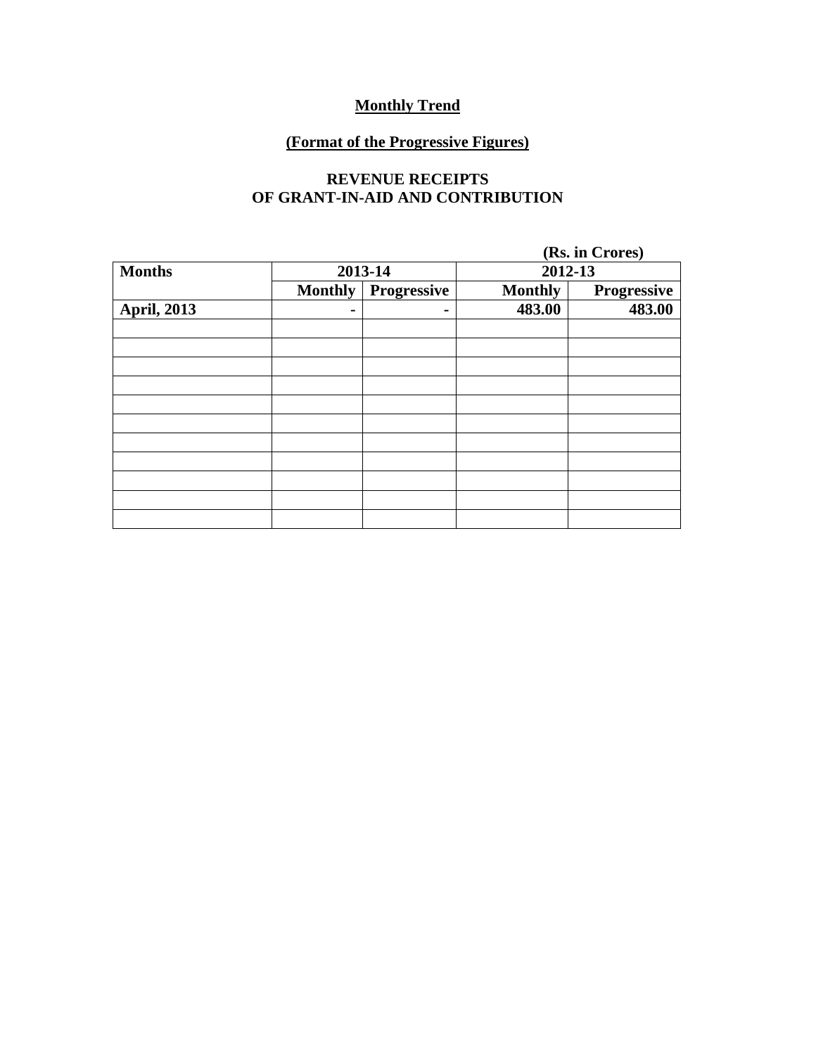**Monthly Trend**

**(Format of the Progressive Figures)**

**REVENUE RECEIPTS OF GRANT-IN-AID AND CONTRIBUTION**

**(Rs. in Crores)**

| Months | 2013-14 | | 2012-13 | |
|---|---|---|---|---|
| | Monthly | Progressive | Monthly | Progressive |
| April, 2013 | - | - | 483.00 | 483.00 |
| | | | | |
| | | | | |
| | | | | |
| | | | | |
| | | | | |
| | | | | |
| | | | | |
| | | | | |
| | | | | |
| | | | | |
| | | | | |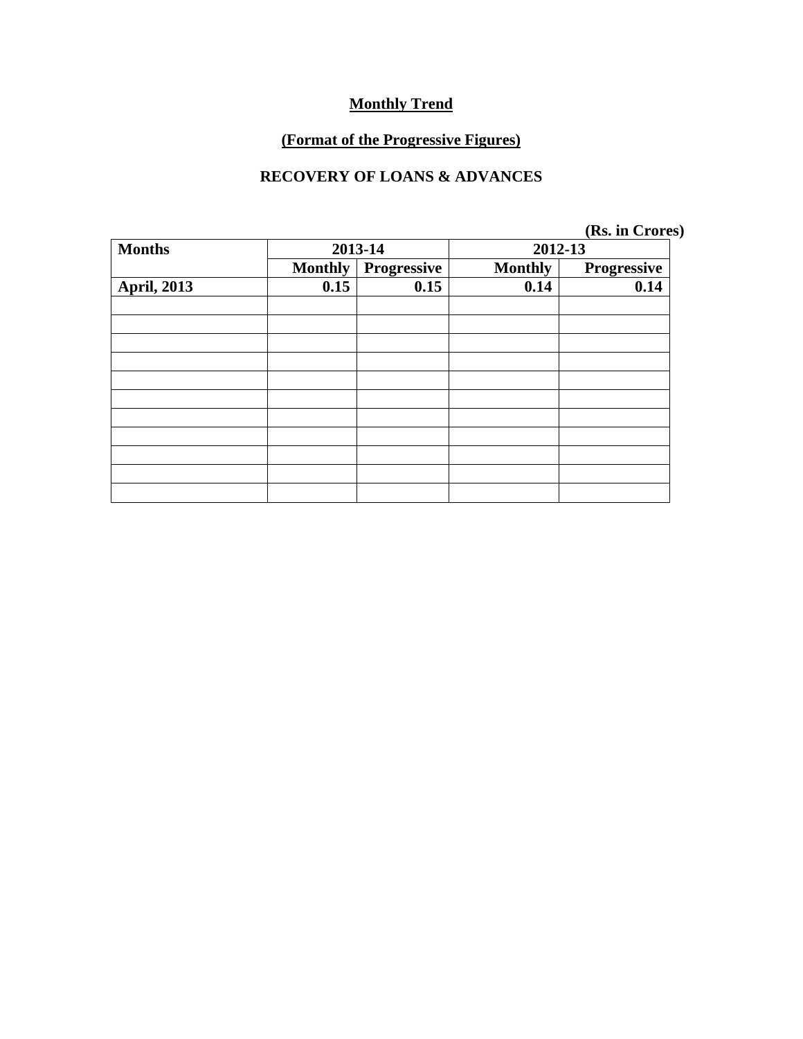**Monthly Trend**

**(Format of the Progressive Figures)**

**RECOVERY OF LOANS & ADVANCES**

(Rs. in Crores)

| Months | 2013-14 | | 2012-13 | |
|---|---|---|---|---|
| | Monthly | Progressive | Monthly | Progressive |
| April, 2013 | 0.15 | 0.15 | 0.14 | 0.14 |
| | | | | |
| | | | | |
| | | | | |
| | | | | |
| | | | | |
| | | | | |
| | | | | |
| | | | | |
| | | | | |
| | | | | |
| | | | | |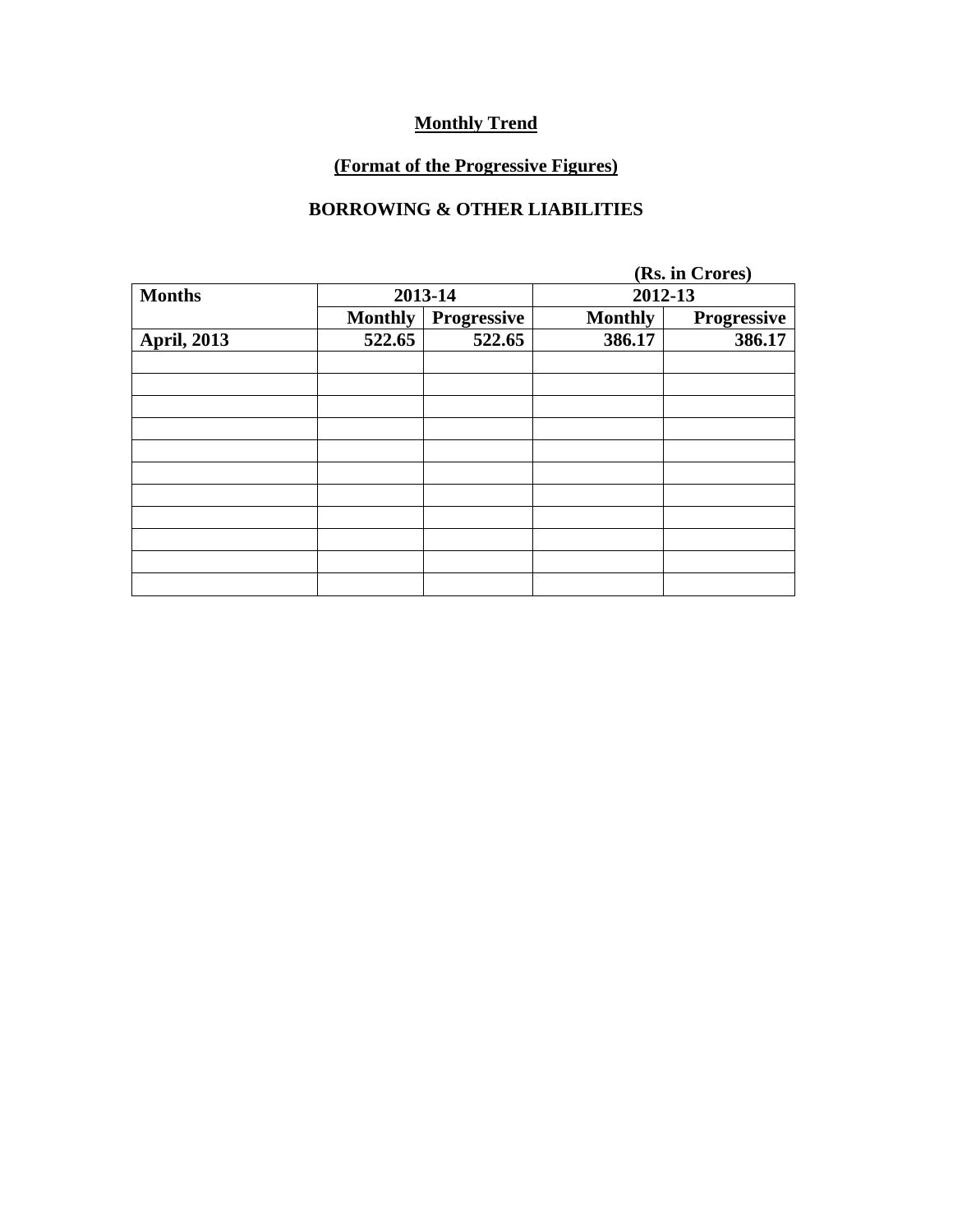**Monthly Trend**

**(Format of the Progressive Figures)**

**BORROWING & OTHER LIABILITIES**

**(Rs. in Crores)**

| Months | 2013-14 | | 2012-13 | |
|---|---|---|---|---|
| | Monthly | Progressive | Monthly | Progressive |
| April, 2013 | 522.65 | 522.65 | 386.17 | 386.17 |
| | | | | |
| | | | | |
| | | | | |
| | | | | |
| | | | | |
| | | | | |
| | | | | |
| | | | | |
| | | | | |
| | | | | |
| | | | | |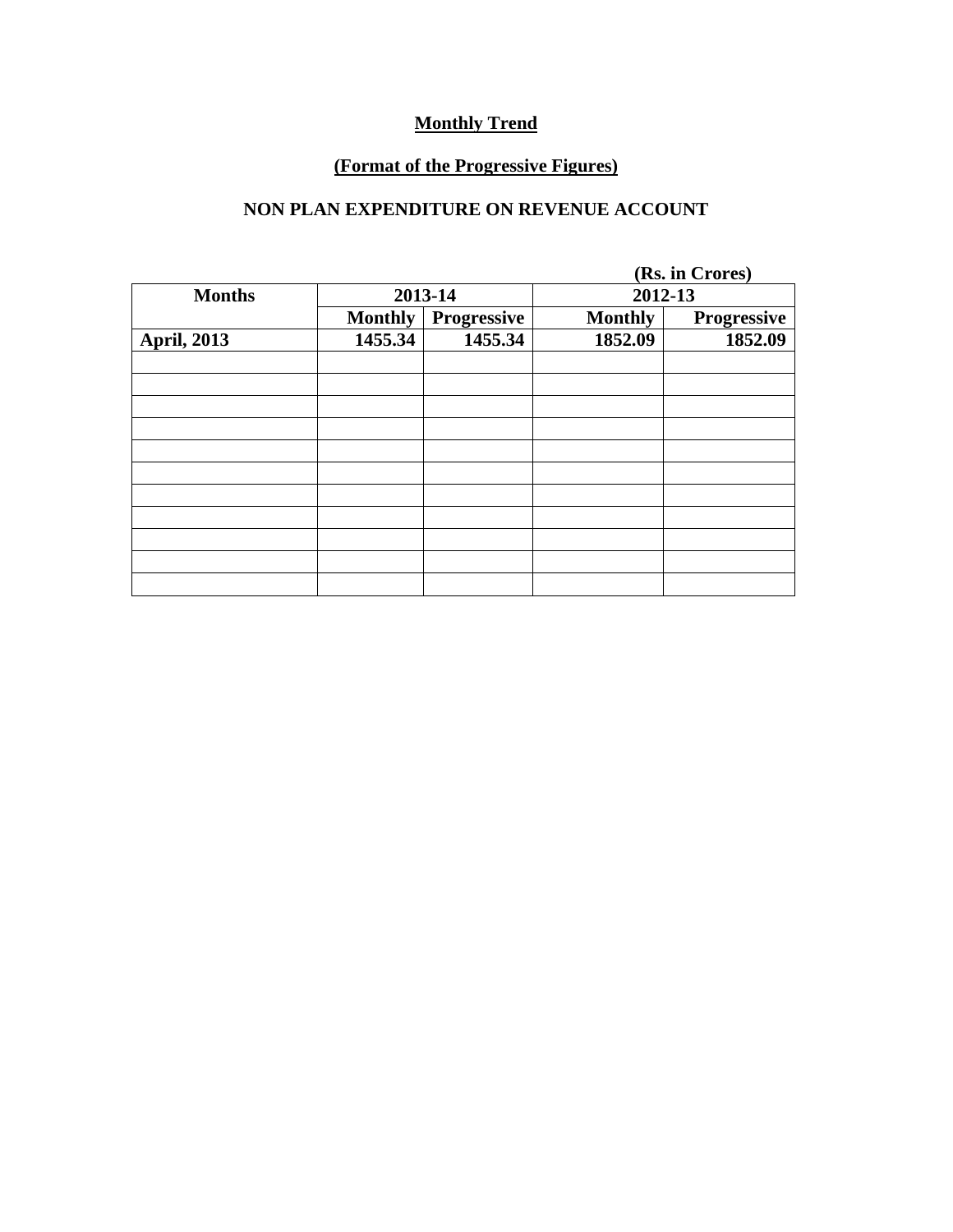**Monthly Trend**

**(Format of the Progressive Figures)**

**NON PLAN EXPENDITURE ON REVENUE ACCOUNT**

**(Rs. in Crores)**

| Months | 2013-14 | | 2012-13 | |
|---|---|---|---|---|
| | Monthly | Progressive | Monthly | Progressive |
| April, 2013 | 1455.34 | 1455.34 | 1852.09 | 1852.09 |
| | | | | |
| | | | | |
| | | | | |
| | | | | |
| | | | | |
| | | | | |
| | | | | |
| | | | | |
| | | | | |
| | | | | |
| | | | | |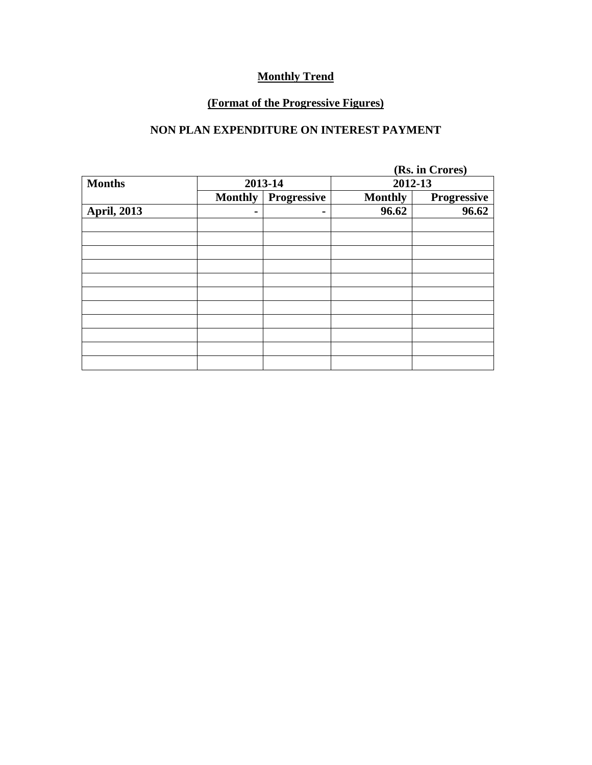**Monthly Trend**

**(Format of the Progressive Figures)**

**NON PLAN EXPENDITURE ON INTEREST PAYMENT**

(Rs. in Crores)

| Months | 2013-14 | | 2012-13 | |
|---|---|---|---|---|
| | Monthly | Progressive | Monthly | Progressive |
| April, 2013 | - | - | 96.62 | 96.62 |
| | | | | |
| | | | | |
| | | | | |
| | | | | |
| | | | | |
| | | | | |
| | | | | |
| | | | | |
| | | | | |
| | | | | |
| | | | | |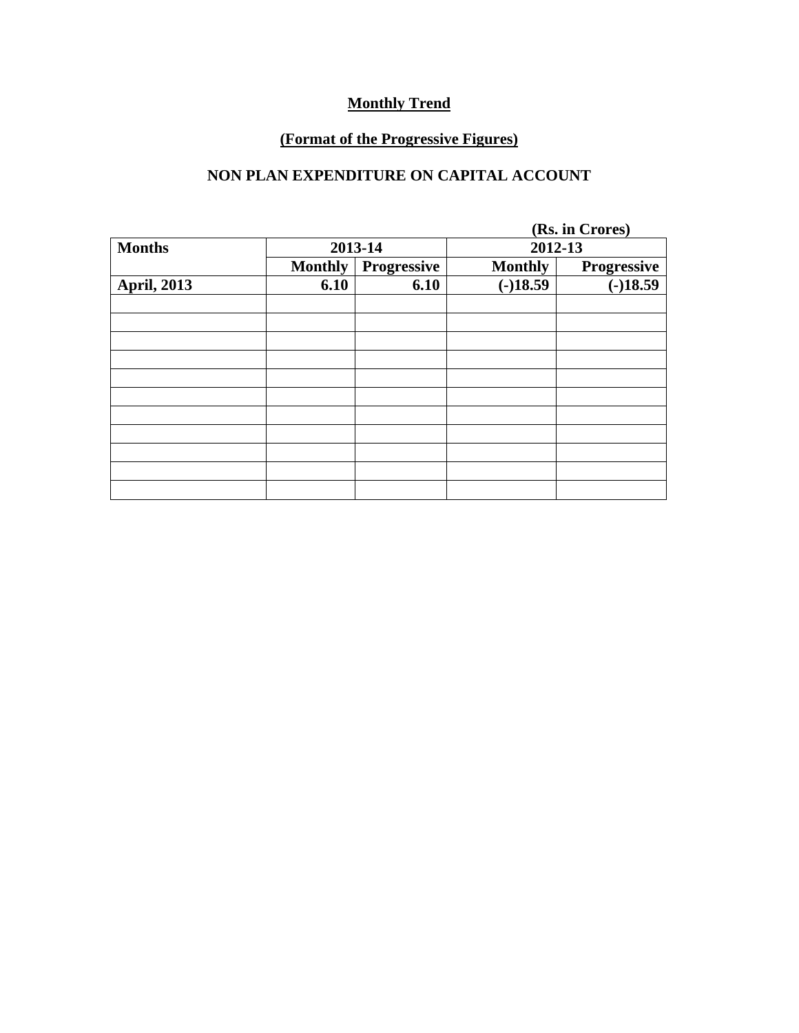**Monthly Trend**

**(Format of the Progressive Figures)**

**NON PLAN EXPENDITURE ON CAPITAL ACCOUNT**

(Rs. in Crores)

| Months | 2013-14 | | 2012-13 | |
|---|---|---|---|---|
| | Monthly | Progressive | Monthly | Progressive |
| April, 2013 | 6.10 | 6.10 | (-)18.59 | (-)18.59 |
| | | | | |
| | | | | |
| | | | | |
| | | | | |
| | | | | |
| | | | | |
| | | | | |
| | | | | |
| | | | | |
| | | | | |
| | | | | |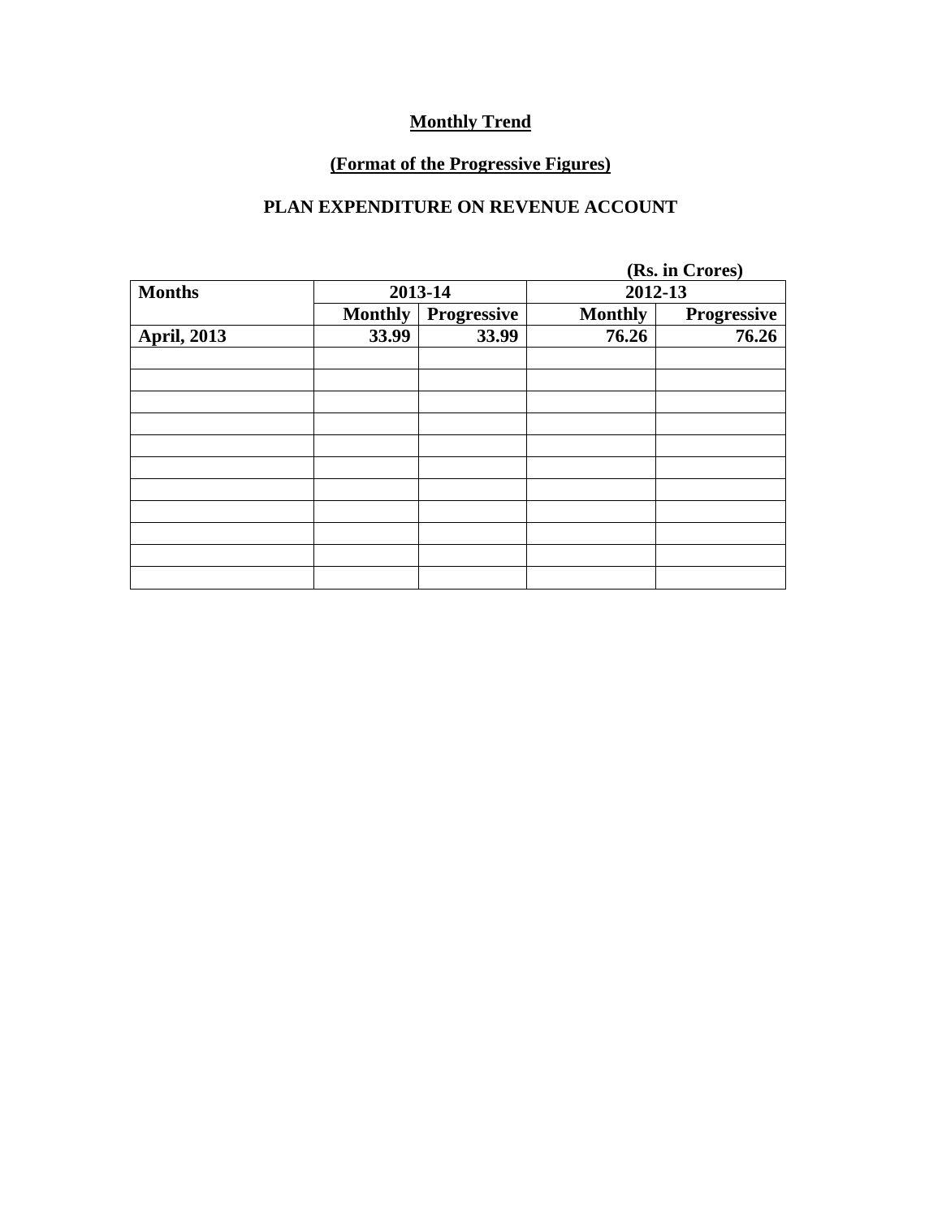## Monthly Trend

## (Format of the Progressive Figures)

## PLAN EXPENDITURE ON REVENUE ACCOUNT

**(Rs. in Crores)**

| Months | 2013-14 | | 2012-13 | |
|---|---|---|---|---|
| | Monthly | Progressive | Monthly | Progressive |
| **April, 2013** | **33.99** | **33.99** | **76.26** | **76.26** |
| | | | | |
| | | | | |
| | | | | |
| | | | | |
| | | | | |
| | | | | |
| | | | | |
| | | | | |
| | | | | |
| | | | | |
| | | | | |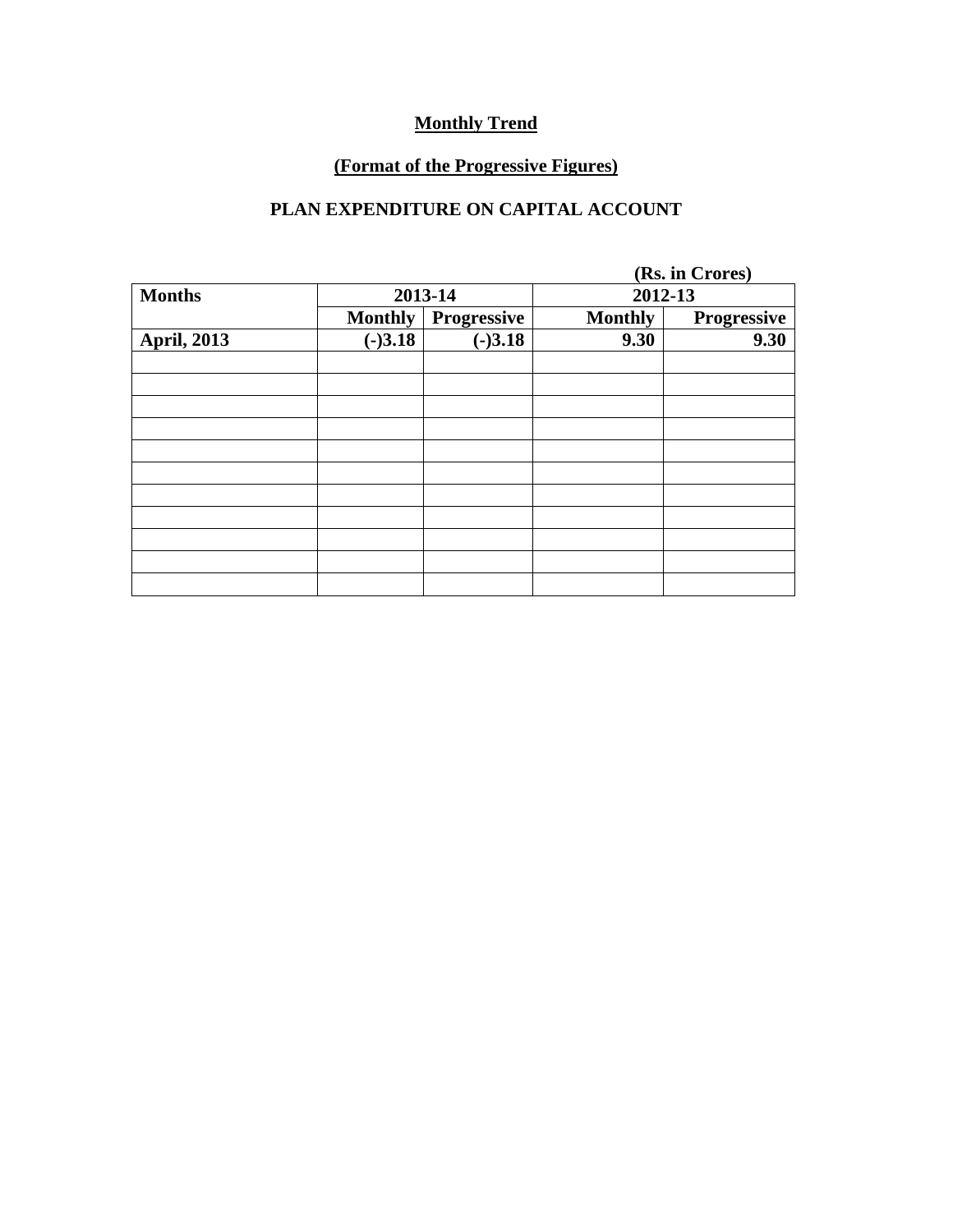**Monthly Trend**

**(Format of the Progressive Figures)**

**PLAN EXPENDITURE ON CAPITAL ACCOUNT**

**(Rs. in Crores)**

| Months | 2013-14 | | 2012-13 | |
|---|---|---|---|---|
| | Monthly | Progressive | Monthly | Progressive |
| April, 2013 | (-)3.18 | (-)3.18 | 9.30 | 9.30 |
| | | | | |
| | | | | |
| | | | | |
| | | | | |
| | | | | |
| | | | | |
| | | | | |
| | | | | |
| | | | | |
| | | | | |
| | | | | |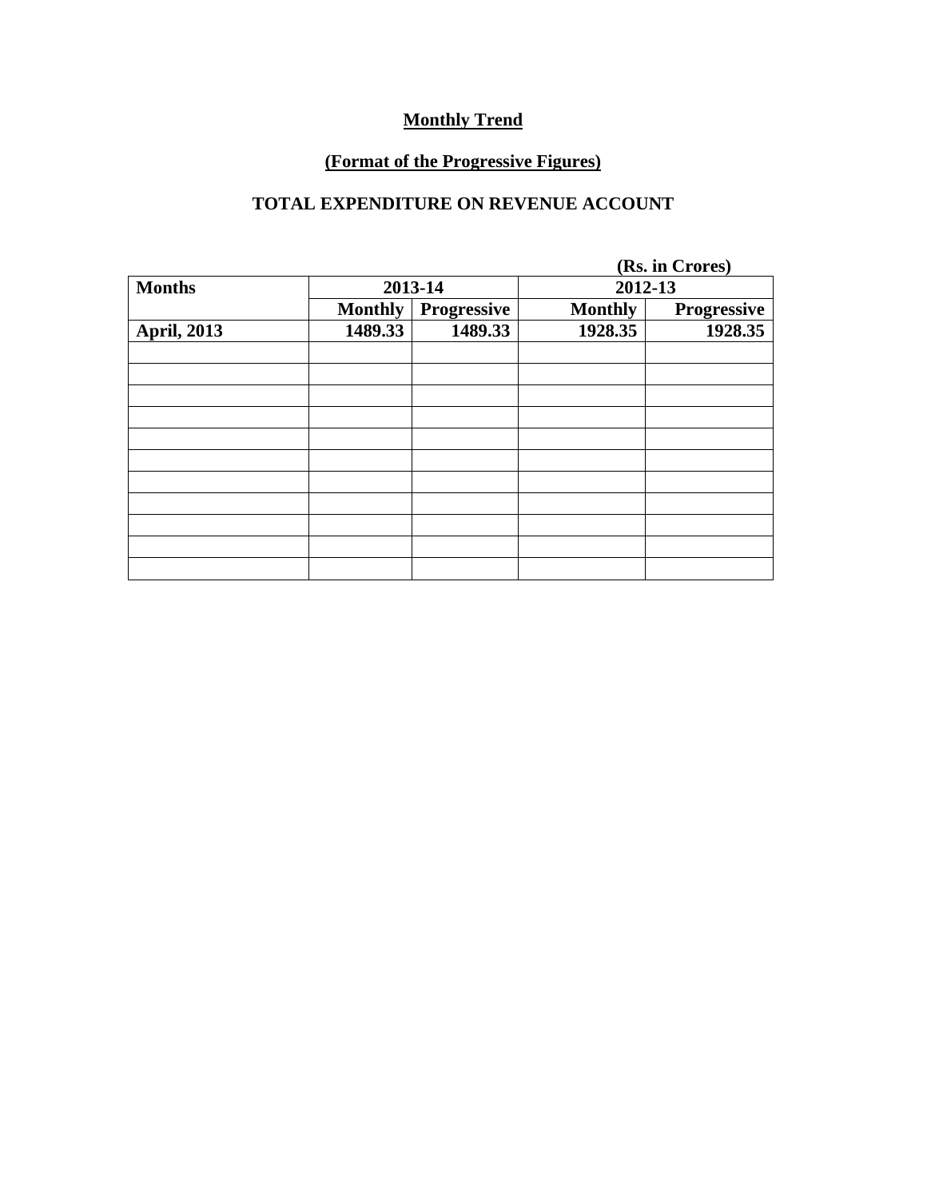**Monthly Trend**

**(Format of the Progressive Figures)**

**TOTAL EXPENDITURE ON REVENUE ACCOUNT**

(Rs. in Crores)

| Months | 2013-14 | | 2012-13 | |
|---|---|---|---|---|
| | Monthly | Progressive | Monthly | Progressive |
| April, 2013 | 1489.33 | 1489.33 | 1928.35 | 1928.35 |
| | | | | |
| | | | | |
| | | | | |
| | | | | |
| | | | | |
| | | | | |
| | | | | |
| | | | | |
| | | | | |
| | | | | |
| | | | | |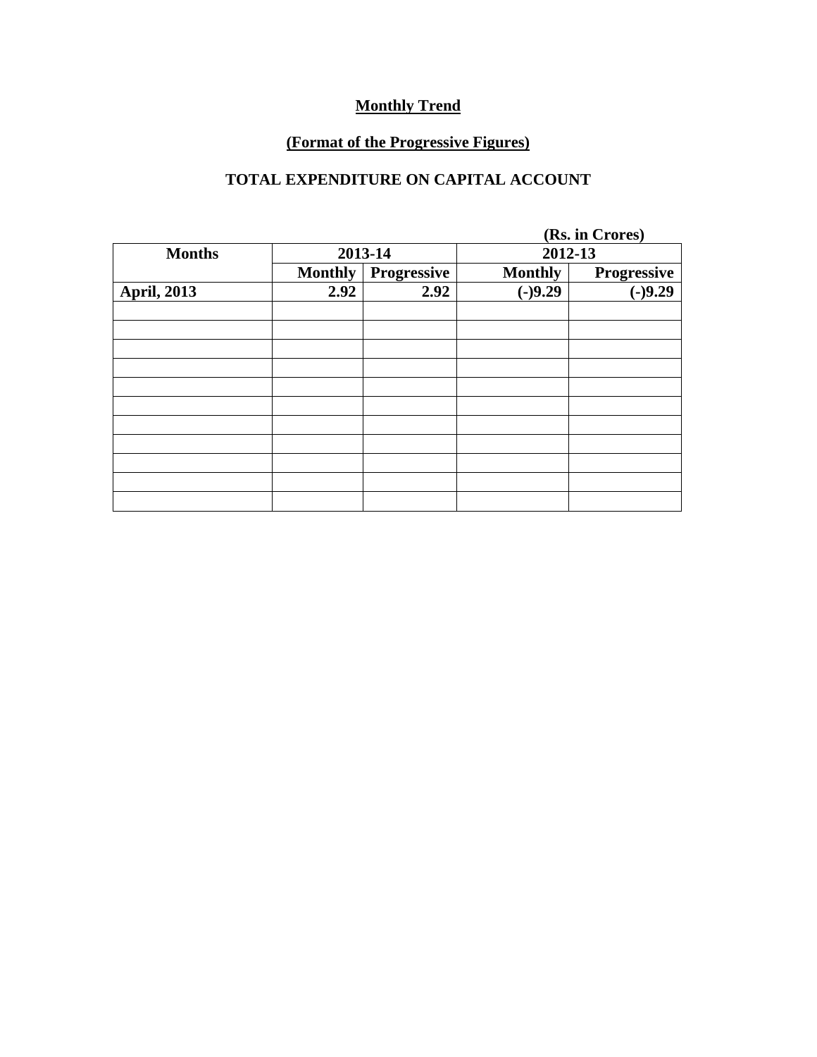**Monthly Trend**

**(Format of the Progressive Figures)**

**TOTAL EXPENDITURE ON CAPITAL ACCOUNT**

**(Rs. in Crores)**

| Months | 2013-14 | | 2012-13 | |
|---|---|---|---|---|
| | Monthly | Progressive | Monthly | Progressive |
| April, 2013 | 2.92 | 2.92 | (-)9.29 | (-)9.29 |
| | | | | |
| | | | | |
| | | | | |
| | | | | |
| | | | | |
| | | | | |
| | | | | |
| | | | | |
| | | | | |
| | | | | |
| | | | | |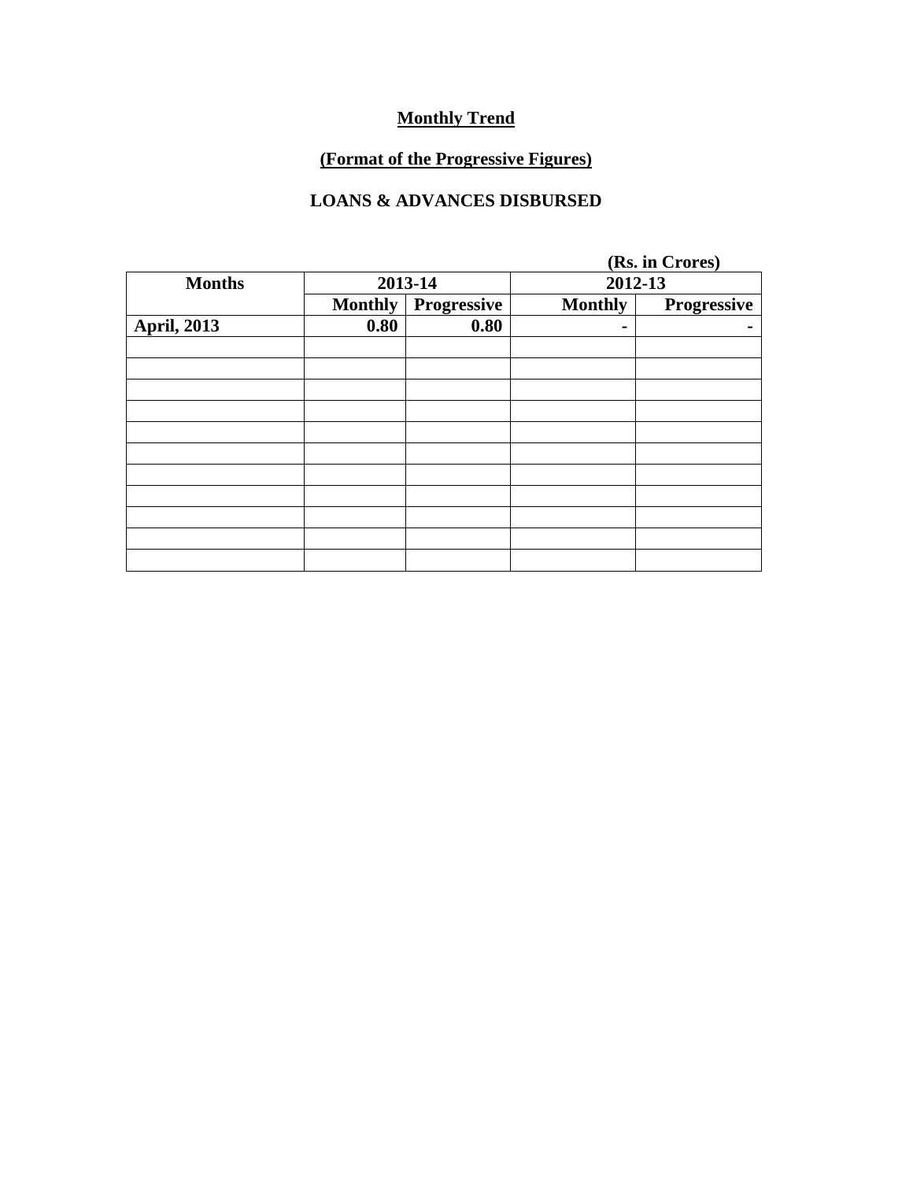**<u>Monthly Trend</u>**

**<u>(Format of the Progressive Figures)</u>**

**LOANS & ADVANCES DISBURSED**

**(Rs. in Crores)**

| Months | 2013-14 | | 2012-13 | |
|---|---|---|---|---|
| | Monthly | Progressive | Monthly | Progressive |
| April, 2013 | 0.80 | 0.80 | - | - |
| | | | | |
| | | | | |
| | | | | |
| | | | | |
| | | | | |
| | | | | |
| | | | | |
| | | | | |
| | | | | |
| | | | | |
| | | | | |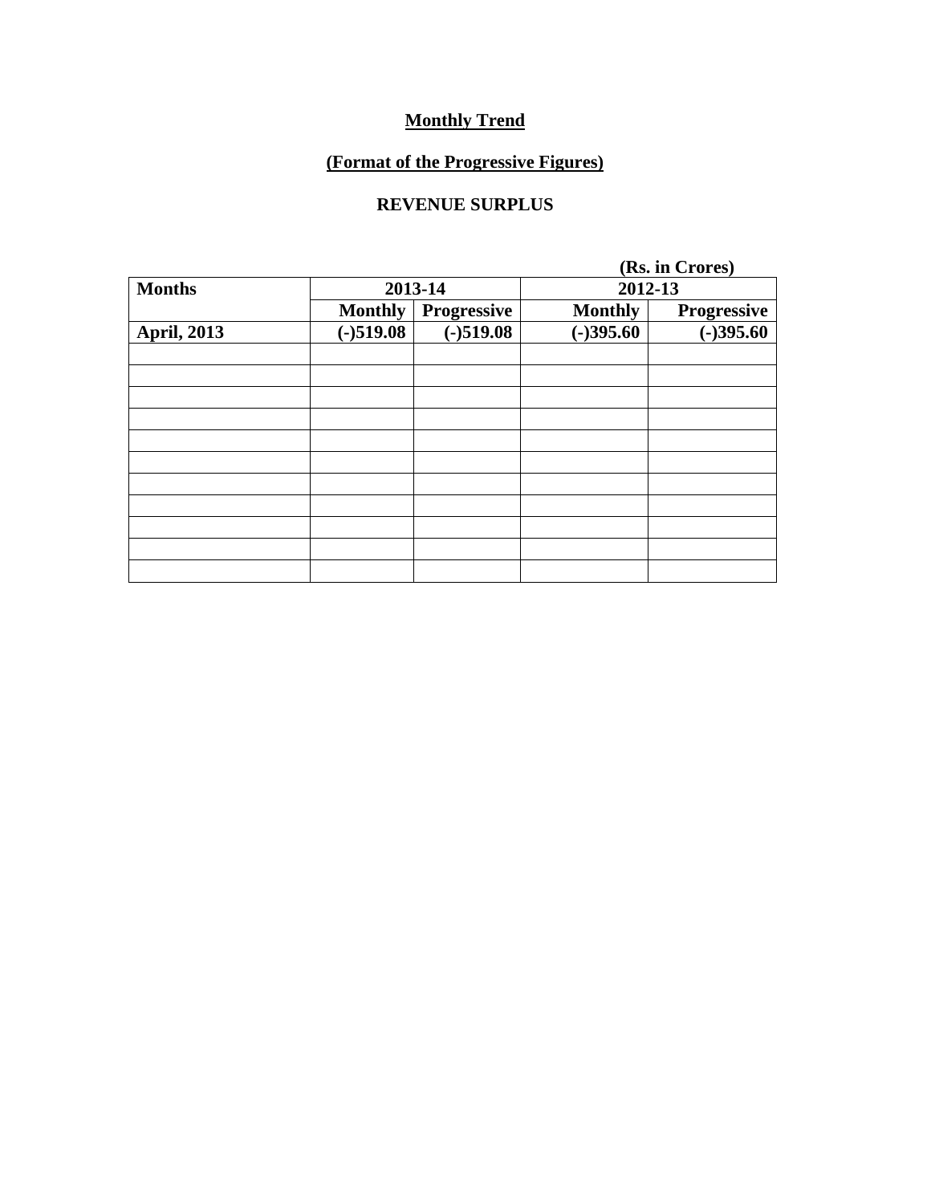# Monthly Trend

## (Format of the Progressive Figures)

### REVENUE SURPLUS

(Rs. in Crores)

| Months | 2013-14 | | 2012-13 | |
|---|---|---|---|---|
| | Monthly | Progressive | Monthly | Progressive |
| April, 2013 | (-)519.08 | (-)519.08 | (-)395.60 | (-)395.60 |
| | | | | |
| | | | | |
| | | | | |
| | | | | |
| | | | | |
| | | | | |
| | | | | |
| | | | | |
| | | | | |
| | | | | |
| | | | | |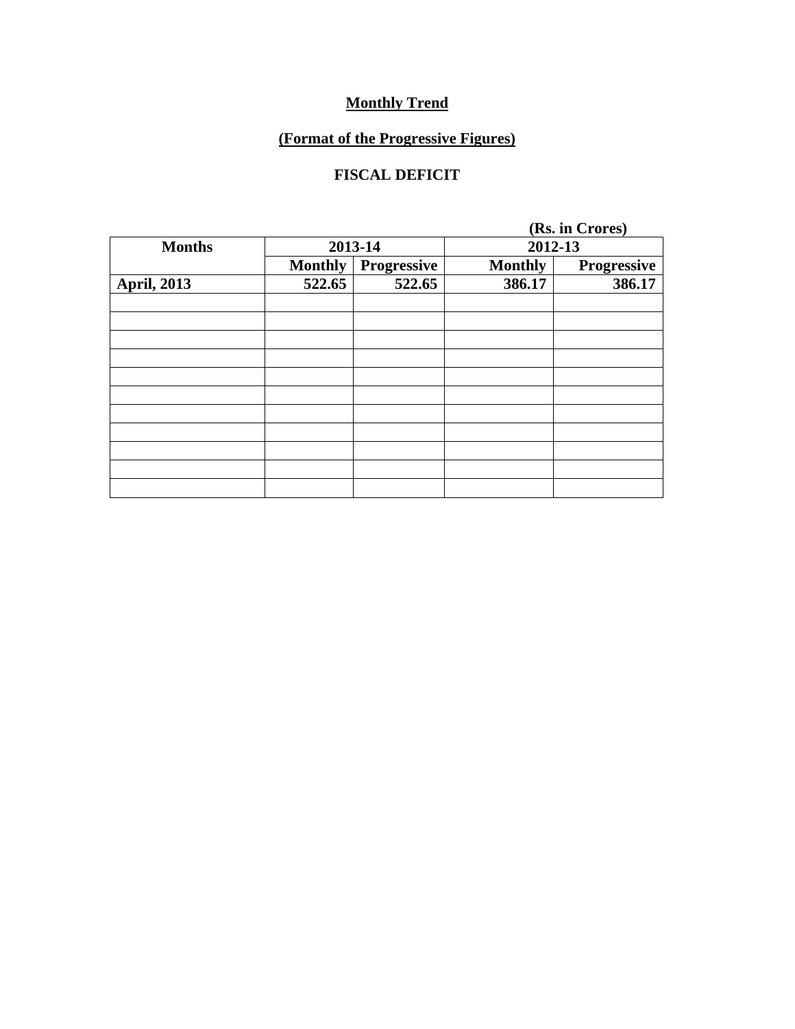**<u>Monthly Trend</u>**

**<u>(Format of the Progressive Figures)</u>**

**FISCAL DEFICIT**

**(Rs. in Crores)**

| Months | 2013-14 | | 2012-13 | |
|---|---|---|---|---|
| | Monthly | Progressive | Monthly | Progressive |
| April, 2013 | 522.65 | 522.65 | 386.17 | 386.17 |
| | | | | |
| | | | | |
| | | | | |
| | | | | |
| | | | | |
| | | | | |
| | | | | |
| | | | | |
| | | | | |
| | | | | |
| | | | | |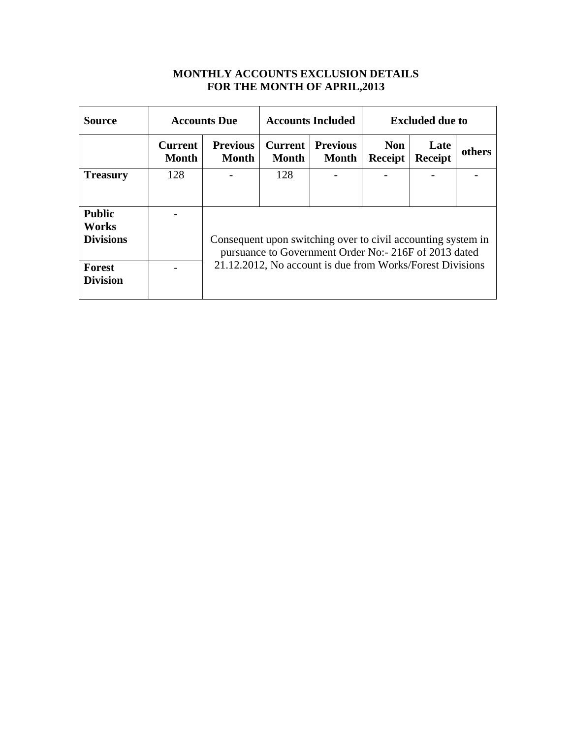**MONTHLY ACCOUNTS EXCLUSION DETAILS**
**FOR THE MONTH OF APRIL,2013**

| Source | Accounts Due | | Accounts Included | | Excluded due to | | |
|---|---|---|---|---|---|---|---|
| | Current Month | Previous Month | Current Month | Previous Month | Non Receipt | Late Receipt | others |
| **Treasury** | 128 | - | 128 | - | - | - | - |
| **Public Works Divisions** | - | Consequent upon switching over to civil accounting system in pursuance to Government Order No:- 216F of 2013 dated 21.12.2012, No account is due from Works/Forest Divisions | | | | | |
| **Forest Division** | - | | | | | | |